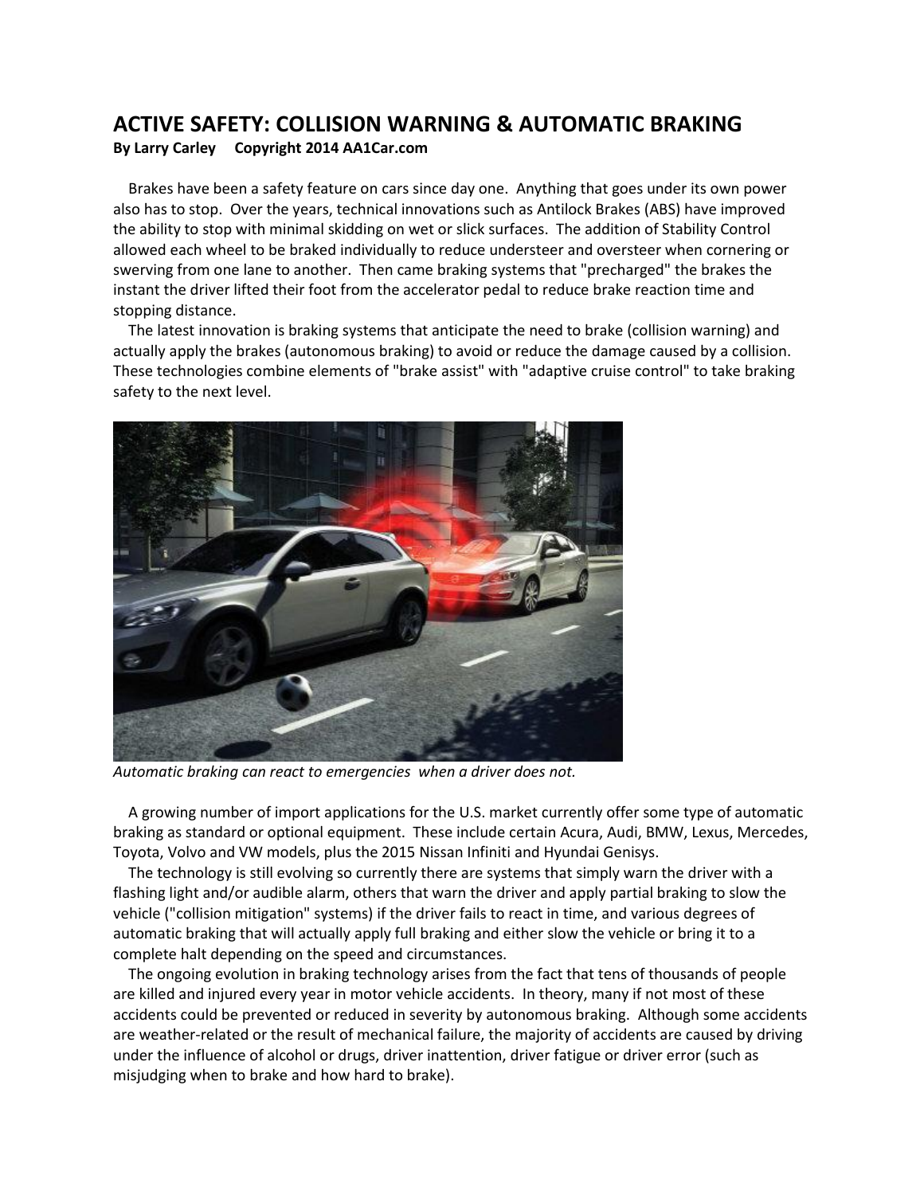# ACTIVE SAFETY: COLLISION WARNING & AUTOMATIC BRAKING

**By Larry Carley Copyright 2014 AA1Car.com**

Brakes have been a safety feature on cars since day one. Anything that goes under its own power also has to stop. Over the years, technical innovations such as Antilock Brakes (ABS) have improved the ability to stop with minimal skidding on wet or slick surfaces. The addition of Stability Control allowed each wheel to be braked individually to reduce understeer and oversteer when cornering or swerving from one lane to another. Then came braking systems that "precharged" the brakes the instant the driver lifted their foot from the accelerator pedal to reduce brake reaction time and stopping distance.

The latest innovation is braking systems that anticipate the need to brake (collision warning) and actually apply the brakes (autonomous braking) to avoid or reduce the damage caused by a collision. These technologies combine elements of "brake assist" with "adaptive cruise control" to take braking safety to the next level.

*Automatic braking can react to emergencies when a driver does not.*

A growing number of import applications for the U.S. market currently offer some type of automatic braking as standard or optional equipment. These include certain Acura, Audi, BMW, Lexus, Mercedes, Toyota, Volvo and VW models, plus the 2015 Nissan Infiniti and Hyundai Genisys.

The technology is still evolving so currently there are systems that simply warn the driver with a flashing light and/or audible alarm, others that warn the driver and apply partial braking to slow the vehicle ("collision mitigation" systems) if the driver fails to react in time, and various degrees of automatic braking that will actually apply full braking and either slow the vehicle or bring it to a complete halt depending on the speed and circumstances.

The ongoing evolution in braking technology arises from the fact that tens of thousands of people are killed and injured every year in motor vehicle accidents. In theory, many if not most of these accidents could be prevented or reduced in severity by autonomous braking. Although some accidents are weather-related or the result of mechanical failure, the majority of accidents are caused by driving under the influence of alcohol or drugs, driver inattention, driver fatigue or driver error (such as misjudging when to brake and how hard to brake).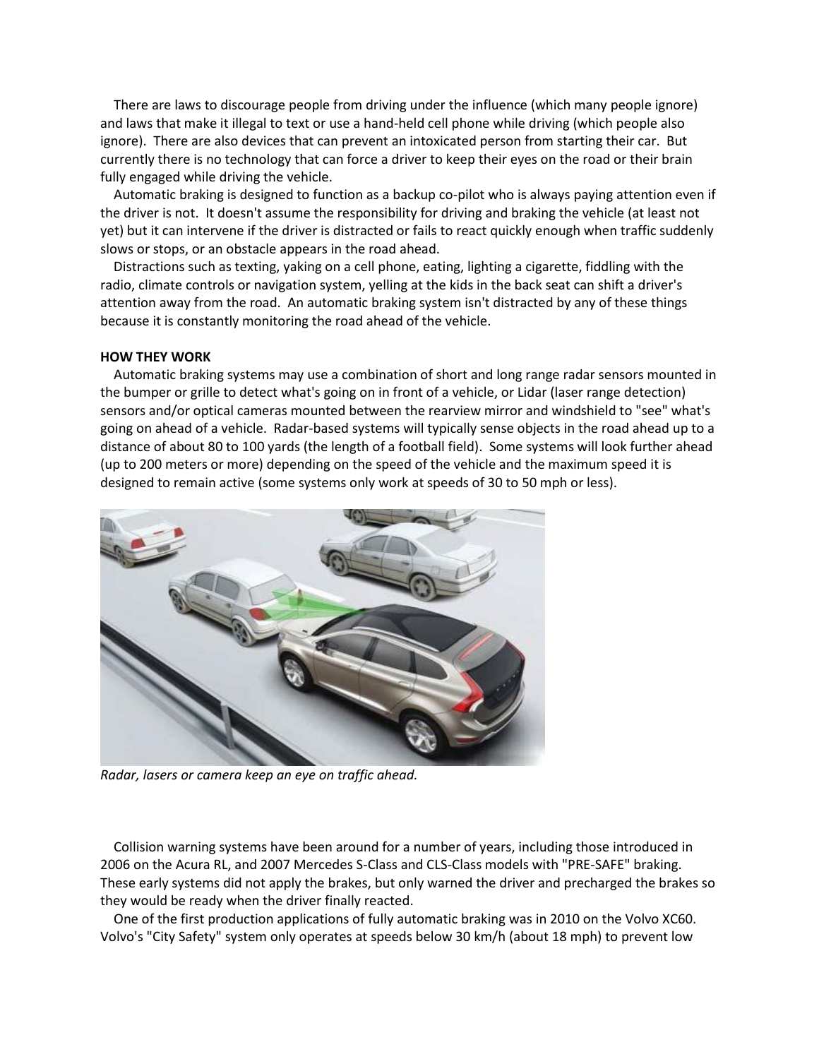There are laws to discourage people from driving under the influence (which many people ignore) and laws that make it illegal to text or use a hand-held cell phone while driving (which people also ignore). There are also devices that can prevent an intoxicated person from starting their car. But currently there is no technology that can force a driver to keep their eyes on the road or their brain fully engaged while driving the vehicle.

Automatic braking is designed to function as a backup co-pilot who is always paying attention even if the driver is not. It doesn't assume the responsibility for driving and braking the vehicle (at least not yet) but it can intervene if the driver is distracted or fails to react quickly enough when traffic suddenly slows or stops, or an obstacle appears in the road ahead.

Distractions such as texting, yaking on a cell phone, eating, lighting a cigarette, fiddling with the radio, climate controls or navigation system, yelling at the kids in the back seat can shift a driver's attention away from the road. An automatic braking system isn't distracted by any of these things because it is constantly monitoring the road ahead of the vehicle.

**HOW THEY WORK**

Automatic braking systems may use a combination of short and long range radar sensors mounted in the bumper or grille to detect what's going on in front of a vehicle, or Lidar (laser range detection) sensors and/or optical cameras mounted between the rearview mirror and windshield to "see" what's going on ahead of a vehicle. Radar-based systems will typically sense objects in the road ahead up to a distance of about 80 to 100 yards (the length of a football field). Some systems will look further ahead (up to 200 meters or more) depending on the speed of the vehicle and the maximum speed it is designed to remain active (some systems only work at speeds of 30 to 50 mph or less).

*Radar, lasers or camera keep an eye on traffic ahead.*

Collision warning systems have been around for a number of years, including those introduced in 2006 on the Acura RL, and 2007 Mercedes S-Class and CLS-Class models with "PRE-SAFE" braking. These early systems did not apply the brakes, but only warned the driver and precharged the brakes so they would be ready when the driver finally reacted.

One of the first production applications of fully automatic braking was in 2010 on the Volvo XC60. Volvo's "City Safety" system only operates at speeds below 30 km/h (about 18 mph) to prevent low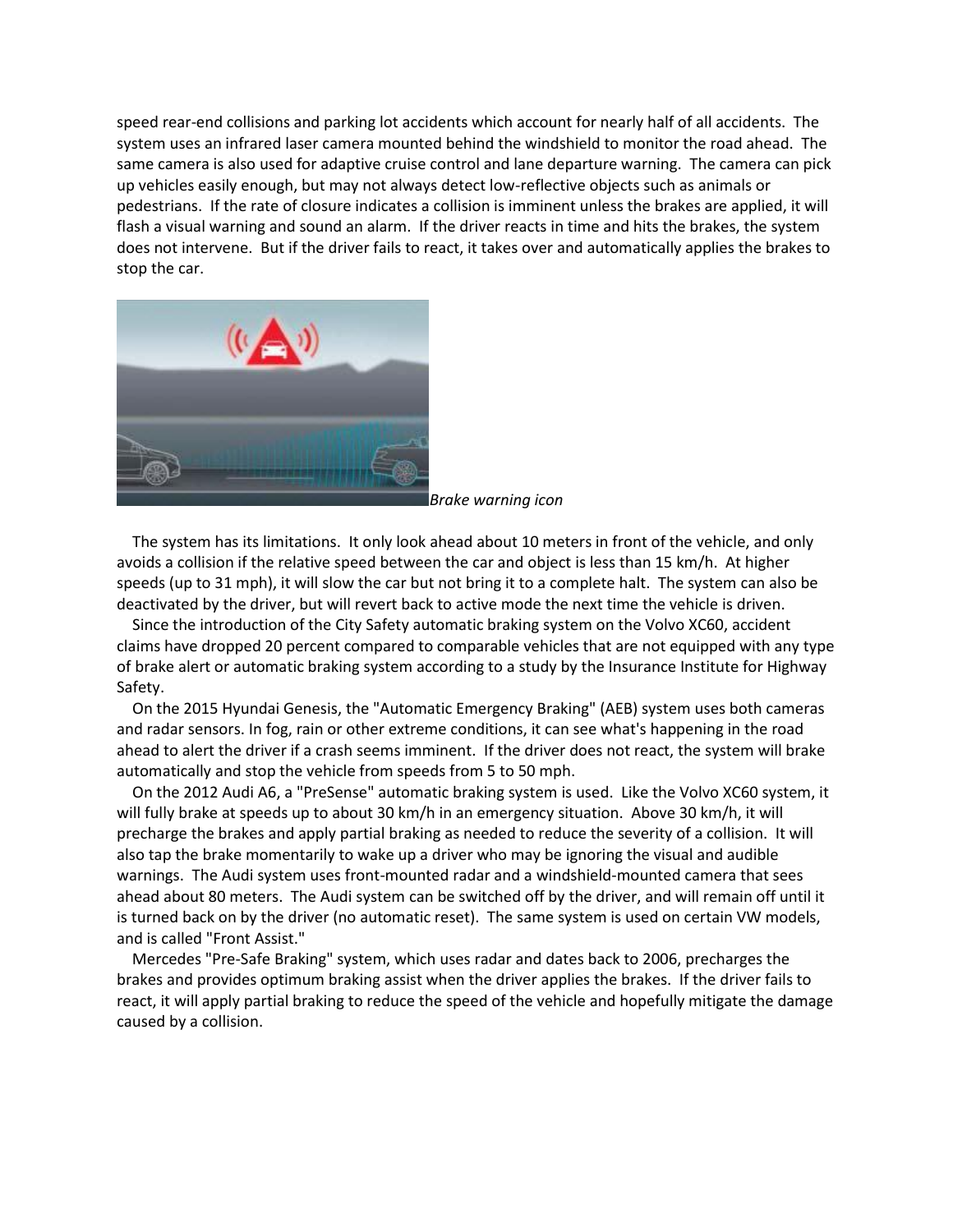speed rear-end collisions and parking lot accidents which account for nearly half of all accidents. The system uses an infrared laser camera mounted behind the windshield to monitor the road ahead. The same camera is also used for adaptive cruise control and lane departure warning. The camera can pick up vehicles easily enough, but may not always detect low-reflective objects such as animals or pedestrians. If the rate of closure indicates a collision is imminent unless the brakes are applied, it will flash a visual warning and sound an alarm. If the driver reacts in time and hits the brakes, the system does not intervene. But if the driver fails to react, it takes over and automatically applies the brakes to stop the car.

*Brake warning icon*

The system has its limitations. It only look ahead about 10 meters in front of the vehicle, and only avoids a collision if the relative speed between the car and object is less than 15 km/h. At higher speeds (up to 31 mph), it will slow the car but not bring it to a complete halt. The system can also be deactivated by the driver, but will revert back to active mode the next time the vehicle is driven.

Since the introduction of the City Safety automatic braking system on the Volvo XC60, accident claims have dropped 20 percent compared to comparable vehicles that are not equipped with any type of brake alert or automatic braking system according to a study by the Insurance Institute for Highway Safety.

On the 2015 Hyundai Genesis, the "Automatic Emergency Braking" (AEB) system uses both cameras and radar sensors. In fog, rain or other extreme conditions, it can see what's happening in the road ahead to alert the driver if a crash seems imminent. If the driver does not react, the system will brake automatically and stop the vehicle from speeds from 5 to 50 mph.

On the 2012 Audi A6, a "PreSense" automatic braking system is used. Like the Volvo XC60 system, it will fully brake at speeds up to about 30 km/h in an emergency situation. Above 30 km/h, it will precharge the brakes and apply partial braking as needed to reduce the severity of a collision. It will also tap the brake momentarily to wake up a driver who may be ignoring the visual and audible warnings. The Audi system uses front-mounted radar and a windshield-mounted camera that sees ahead about 80 meters. The Audi system can be switched off by the driver, and will remain off until it is turned back on by the driver (no automatic reset). The same system is used on certain VW models, and is called "Front Assist."

Mercedes "Pre-Safe Braking" system, which uses radar and dates back to 2006, precharges the brakes and provides optimum braking assist when the driver applies the brakes. If the driver fails to react, it will apply partial braking to reduce the speed of the vehicle and hopefully mitigate the damage caused by a collision.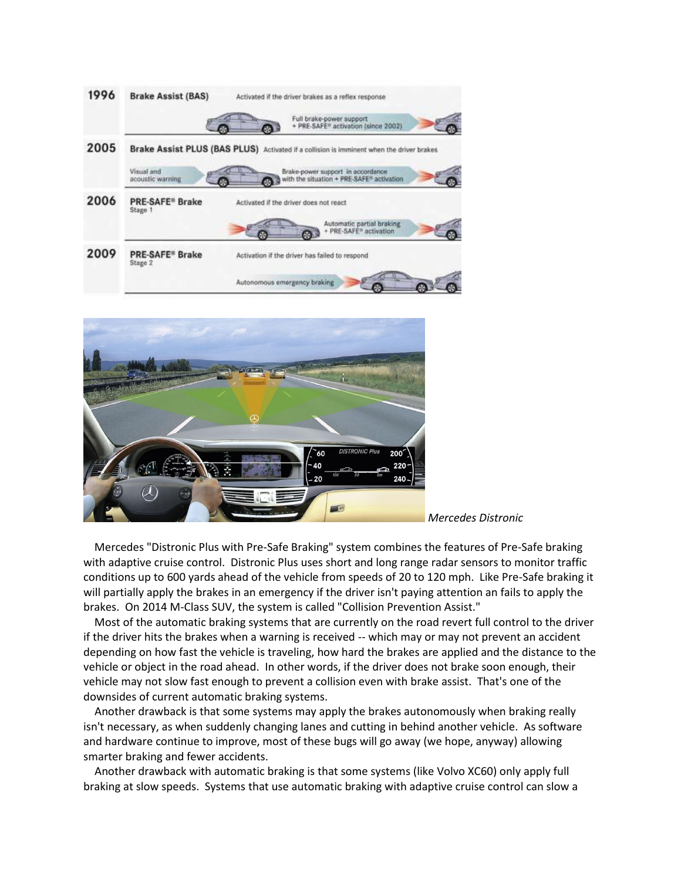*Mercedes Distronic*

Mercedes "Distronic Plus with Pre-Safe Braking" system combines the features of Pre-Safe braking with adaptive cruise control. Distronic Plus uses short and long range radar sensors to monitor traffic conditions up to 600 yards ahead of the vehicle from speeds of 20 to 120 mph. Like Pre-Safe braking it will partially apply the brakes in an emergency if the driver isn't paying attention an fails to apply the brakes. On 2014 M-Class SUV, the system is called "Collision Prevention Assist."

Most of the automatic braking systems that are currently on the road revert full control to the driver if the driver hits the brakes when a warning is received -- which may or may not prevent an accident depending on how fast the vehicle is traveling, how hard the brakes are applied and the distance to the vehicle or object in the road ahead. In other words, if the driver does not brake soon enough, their vehicle may not slow fast enough to prevent a collision even with brake assist. That's one of the downsides of current automatic braking systems.

Another drawback is that some systems may apply the brakes autonomously when braking really isn't necessary, as when suddenly changing lanes and cutting in behind another vehicle. As software and hardware continue to improve, most of these bugs will go away (we hope, anyway) allowing smarter braking and fewer accidents.

Another drawback with automatic braking is that some systems (like Volvo XC60) only apply full braking at slow speeds. Systems that use automatic braking with adaptive cruise control can slow a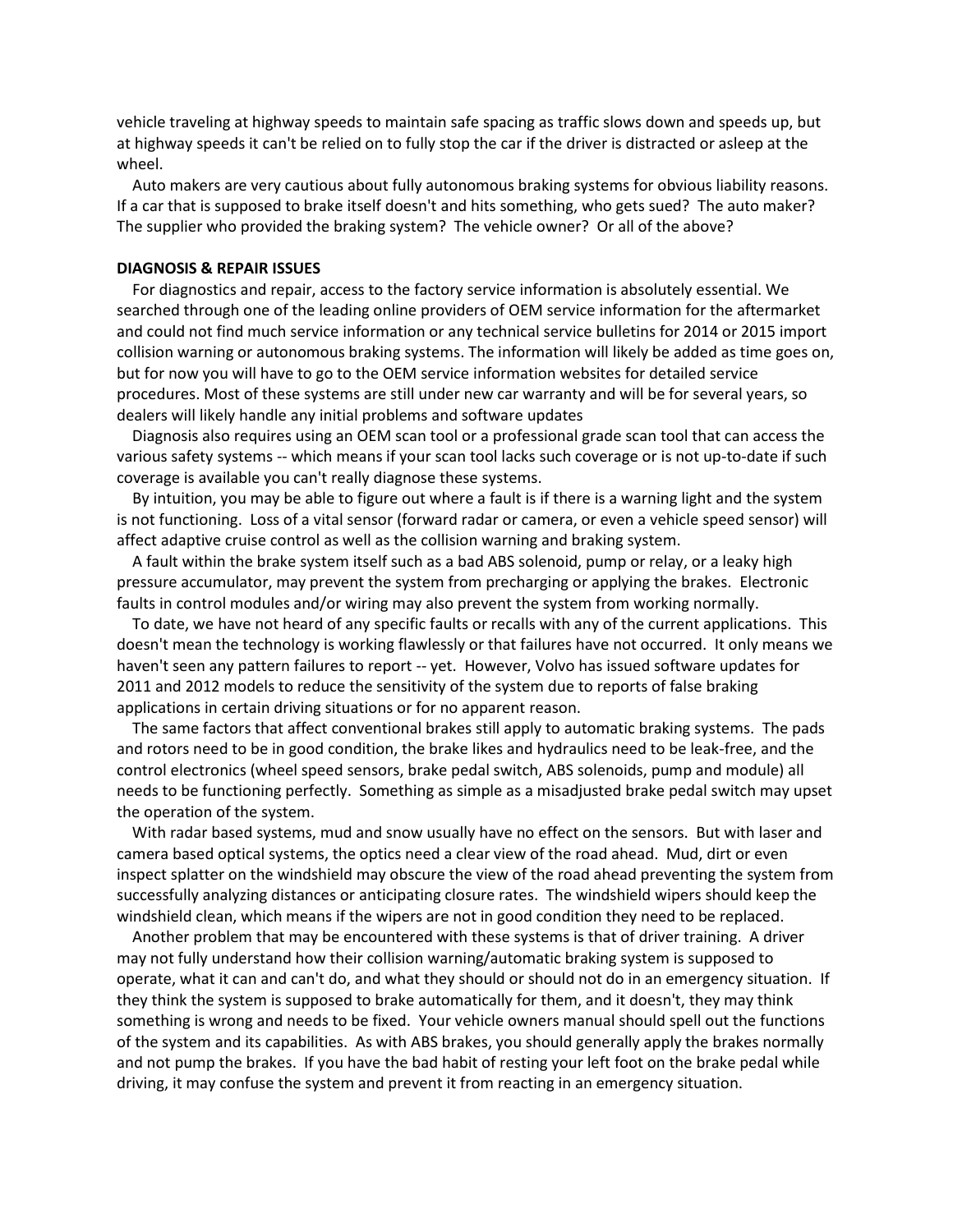vehicle traveling at highway speeds to maintain safe spacing as traffic slows down and speeds up, but at highway speeds it can't be relied on to fully stop the car if the driver is distracted or asleep at the wheel.

Auto makers are very cautious about fully autonomous braking systems for obvious liability reasons. If a car that is supposed to brake itself doesn't and hits something, who gets sued? The auto maker? The supplier who provided the braking system? The vehicle owner? Or all of the above?

**DIAGNOSIS & REPAIR ISSUES**

For diagnostics and repair, access to the factory service information is absolutely essential. We searched through one of the leading online providers of OEM service information for the aftermarket and could not find much service information or any technical service bulletins for 2014 or 2015 import collision warning or autonomous braking systems. The information will likely be added as time goes on, but for now you will have to go to the OEM service information websites for detailed service procedures. Most of these systems are still under new car warranty and will be for several years, so dealers will likely handle any initial problems and software updates

Diagnosis also requires using an OEM scan tool or a professional grade scan tool that can access the various safety systems -- which means if your scan tool lacks such coverage or is not up-to-date if such coverage is available you can't really diagnose these systems.

By intuition, you may be able to figure out where a fault is if there is a warning light and the system is not functioning. Loss of a vital sensor (forward radar or camera, or even a vehicle speed sensor) will affect adaptive cruise control as well as the collision warning and braking system.

A fault within the brake system itself such as a bad ABS solenoid, pump or relay, or a leaky high pressure accumulator, may prevent the system from precharging or applying the brakes. Electronic faults in control modules and/or wiring may also prevent the system from working normally.

To date, we have not heard of any specific faults or recalls with any of the current applications. This doesn't mean the technology is working flawlessly or that failures have not occurred. It only means we haven't seen any pattern failures to report -- yet. However, Volvo has issued software updates for 2011 and 2012 models to reduce the sensitivity of the system due to reports of false braking applications in certain driving situations or for no apparent reason.

The same factors that affect conventional brakes still apply to automatic braking systems. The pads and rotors need to be in good condition, the brake likes and hydraulics need to be leak-free, and the control electronics (wheel speed sensors, brake pedal switch, ABS solenoids, pump and module) all needs to be functioning perfectly. Something as simple as a misadjusted brake pedal switch may upset the operation of the system.

With radar based systems, mud and snow usually have no effect on the sensors. But with laser and camera based optical systems, the optics need a clear view of the road ahead. Mud, dirt or even inspect splatter on the windshield may obscure the view of the road ahead preventing the system from successfully analyzing distances or anticipating closure rates. The windshield wipers should keep the windshield clean, which means if the wipers are not in good condition they need to be replaced.

Another problem that may be encountered with these systems is that of driver training. A driver may not fully understand how their collision warning/automatic braking system is supposed to operate, what it can and can't do, and what they should or should not do in an emergency situation. If they think the system is supposed to brake automatically for them, and it doesn't, they may think something is wrong and needs to be fixed. Your vehicle owners manual should spell out the functions of the system and its capabilities. As with ABS brakes, you should generally apply the brakes normally and not pump the brakes. If you have the bad habit of resting your left foot on the brake pedal while driving, it may confuse the system and prevent it from reacting in an emergency situation.